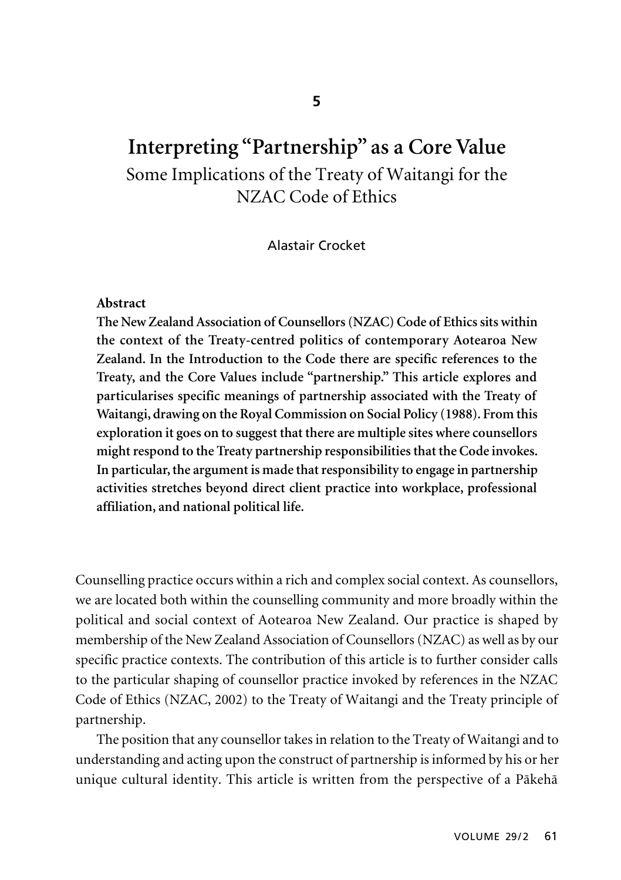5

# Interpreting "Partnership" as a Core Value

## Some Implications of the Treaty of Waitangi for the NZAC Code of Ethics

Alastair Crocket

**Abstract**

**The New Zealand Association of Counsellors (NZAC) Code of Ethics sits within the context of the Treaty-centred politics of contemporary Aotearoa New Zealand. In the Introduction to the Code there are specific references to the Treaty, and the Core Values include "partnership." This article explores and particularises specific meanings of partnership associated with the Treaty of Waitangi, drawing on the Royal Commission on Social Policy (1988). From this exploration it goes on to suggest that there are multiple sites where counsellors might respond to the Treaty partnership responsibilities that the Code invokes. In particular, the argument is made that responsibility to engage in partnership activities stretches beyond direct client practice into workplace, professional affiliation, and national political life.**

Counselling practice occurs within a rich and complex social context. As counsellors, we are located both within the counselling community and more broadly within the political and social context of Aotearoa New Zealand. Our practice is shaped by membership of the New Zealand Association of Counsellors (NZAC) as well as by our specific practice contexts. The contribution of this article is to further consider calls to the particular shaping of counsellor practice invoked by references in the NZAC Code of Ethics (NZAC, 2002) to the Treaty of Waitangi and the Treaty principle of partnership.

The position that any counsellor takes in relation to the Treaty of Waitangi and to understanding and acting upon the construct of partnership is informed by his or her unique cultural identity. This article is written from the perspective of a Pākehā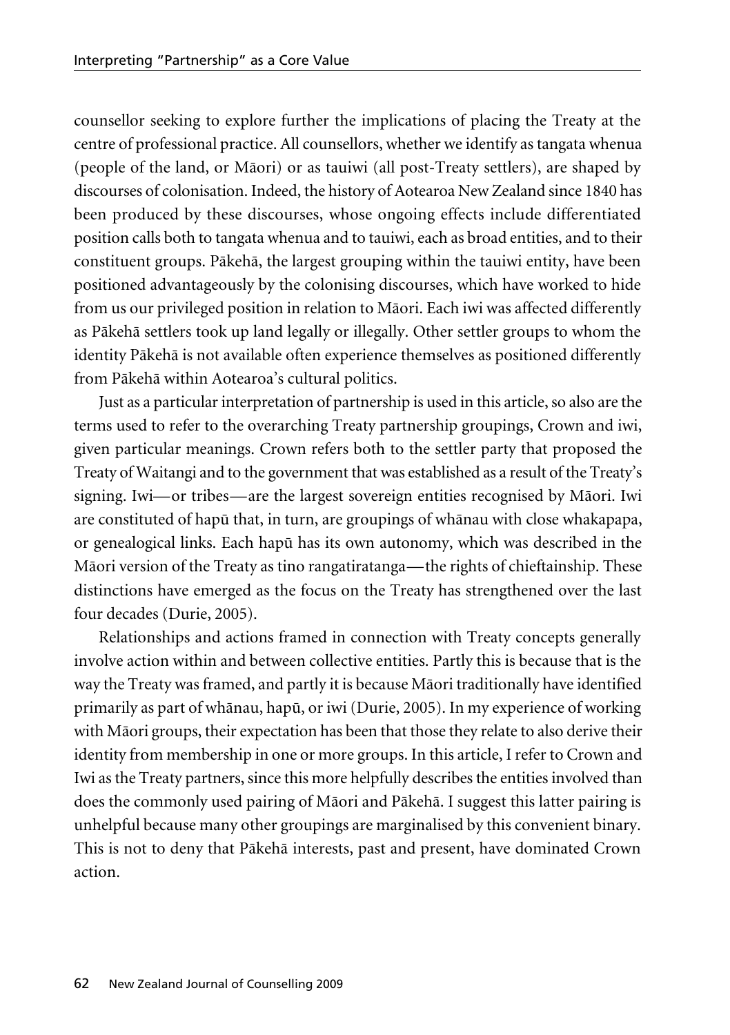counsellor seeking to explore further the implications of placing the Treaty at the centre of professional practice. All counsellors, whether we identify as tangata whenua (people of the land, or Māori) or as tauiwi (all post-Treaty settlers), are shaped by discourses of colonisation. Indeed, the history of Aotearoa New Zealand since 1840 has been produced by these discourses, whose ongoing effects include differentiated position calls both to tangata whenua and to tauiwi, each as broad entities, and to their constituent groups. Pākehā, the largest grouping within the tauiwi entity, have been positioned advantageously by the colonising discourses, which have worked to hide from us our privileged position in relation to Māori. Each iwi was affected differently as Pākehā settlers took up land legally or illegally. Other settler groups to whom the identity Pākehā is not available often experience themselves as positioned differently from Pākehā within Aotearoa's cultural politics.

Just as a particular interpretation of partnership is used in this article, so also are the terms used to refer to the overarching Treaty partnership groupings, Crown and iwi, given particular meanings. Crown refers both to the settler party that proposed the Treaty of Waitangi and to the government that was established as a result of the Treaty's signing. Iwi—or tribes—are the largest sovereign entities recognised by Māori. Iwi are constituted of hapū that, in turn, are groupings of whānau with close whakapapa, or genealogical links. Each hapū has its own autonomy, which was described in the Māori version of the Treaty as tino rangatiratanga—the rights of chieftainship. These distinctions have emerged as the focus on the Treaty has strengthened over the last four decades (Durie, 2005).

Relationships and actions framed in connection with Treaty concepts generally involve action within and between collective entities. Partly this is because that is the way the Treaty was framed, and partly it is because Māori traditionally have identified primarily as part of whānau, hapū, or iwi (Durie, 2005). In my experience of working with Māori groups, their expectation has been that those they relate to also derive their identity from membership in one or more groups. In this article, I refer to Crown and Iwi as the Treaty partners, since this more helpfully describes the entities involved than does the commonly used pairing of Māori and Pākehā. I suggest this latter pairing is unhelpful because many other groupings are marginalised by this convenient binary. This is not to deny that Pākehā interests, past and present, have dominated Crown action.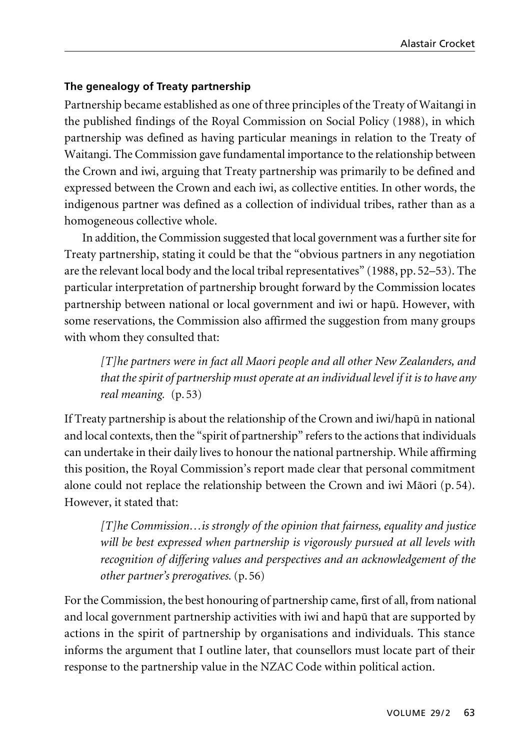**The genealogy of Treaty partnership**

Partnership became established as one of three principles of the Treaty of Waitangi in the published findings of the Royal Commission on Social Policy (1988), in which partnership was defined as having particular meanings in relation to the Treaty of Waitangi. The Commission gave fundamental importance to the relationship between the Crown and iwi, arguing that Treaty partnership was primarily to be defined and expressed between the Crown and each iwi, as collective entities. In other words, the indigenous partner was defined as a collection of individual tribes, rather than as a homogeneous collective whole.

In addition, the Commission suggested that local government was a further site for Treaty partnership, stating it could be that the "obvious partners in any negotiation are the relevant local body and the local tribal representatives" (1988, pp. 52–53). The particular interpretation of partnership brought forward by the Commission locates partnership between national or local government and iwi or hapū. However, with some reservations, the Commission also affirmed the suggestion from many groups with whom they consulted that:

> *[T]he partners were in fact all Maori people and all other New Zealanders, and that the spirit of partnership must operate at an individual level if it is to have any real meaning.* (p. 53)

If Treaty partnership is about the relationship of the Crown and iwi/hapū in national and local contexts, then the "spirit of partnership" refers to the actions that individuals can undertake in their daily lives to honour the national partnership. While affirming this position, the Royal Commission's report made clear that personal commitment alone could not replace the relationship between the Crown and iwi Māori (p. 54). However, it stated that:

> *[T]he Commission…is strongly of the opinion that fairness, equality and justice will be best expressed when partnership is vigorously pursued at all levels with recognition of differing values and perspectives and an acknowledgement of the other partner's prerogatives.* (p. 56)

For the Commission, the best honouring of partnership came, first of all, from national and local government partnership activities with iwi and hapū that are supported by actions in the spirit of partnership by organisations and individuals. This stance informs the argument that I outline later, that counsellors must locate part of their response to the partnership value in the NZAC Code within political action.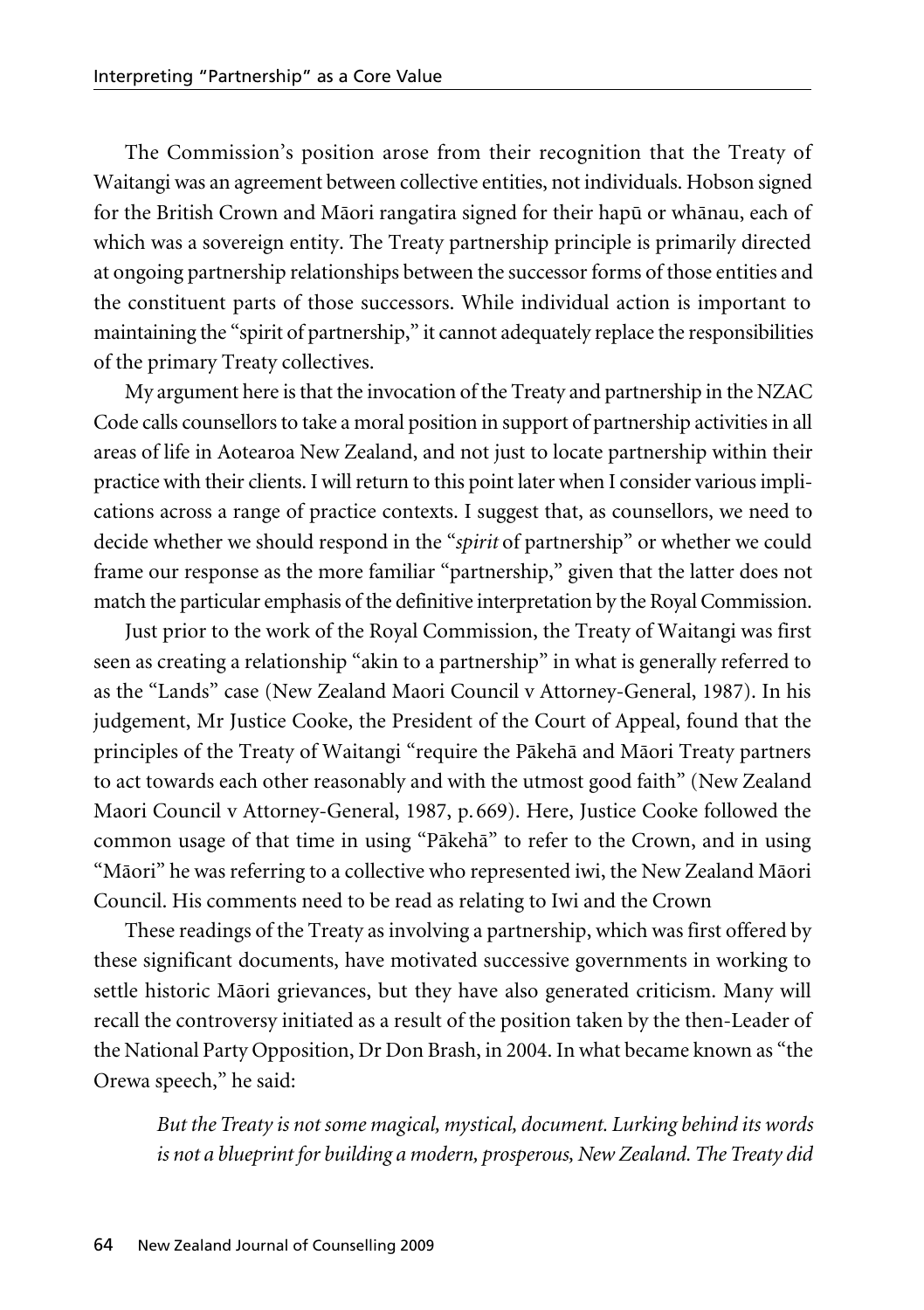The Commission's position arose from their recognition that the Treaty of Waitangi was an agreement between collective entities, not individuals. Hobson signed for the British Crown and Māori rangatira signed for their hapū or whānau, each of which was a sovereign entity. The Treaty partnership principle is primarily directed at ongoing partnership relationships between the successor forms of those entities and the constituent parts of those successors. While individual action is important to maintaining the "spirit of partnership," it cannot adequately replace the responsibilities of the primary Treaty collectives.

My argument here is that the invocation of the Treaty and partnership in the NZAC Code calls counsellors to take a moral position in support of partnership activities in all areas of life in Aotearoa New Zealand, and not just to locate partnership within their practice with their clients. I will return to this point later when I consider various implications across a range of practice contexts. I suggest that, as counsellors, we need to decide whether we should respond in the "*spirit* of partnership" or whether we could frame our response as the more familiar "partnership," given that the latter does not match the particular emphasis of the definitive interpretation by the Royal Commission.

Just prior to the work of the Royal Commission, the Treaty of Waitangi was first seen as creating a relationship "akin to a partnership" in what is generally referred to as the "Lands" case (New Zealand Maori Council v Attorney-General, 1987). In his judgement, Mr Justice Cooke, the President of the Court of Appeal, found that the principles of the Treaty of Waitangi "require the Pākehā and Māori Treaty partners to act towards each other reasonably and with the utmost good faith" (New Zealand Maori Council v Attorney-General, 1987, p. 669). Here, Justice Cooke followed the common usage of that time in using "Pākehā" to refer to the Crown, and in using "Māori" he was referring to a collective who represented iwi, the New Zealand Māori Council. His comments need to be read as relating to Iwi and the Crown

These readings of the Treaty as involving a partnership, which was first offered by these significant documents, have motivated successive governments in working to settle historic Māori grievances, but they have also generated criticism. Many will recall the controversy initiated as a result of the position taken by the then-Leader of the National Party Opposition, Dr Don Brash, in 2004. In what became known as "the Orewa speech," he said:

> *But the Treaty is not some magical, mystical, document. Lurking behind its words is not a blueprint for building a modern, prosperous, New Zealand. The Treaty did*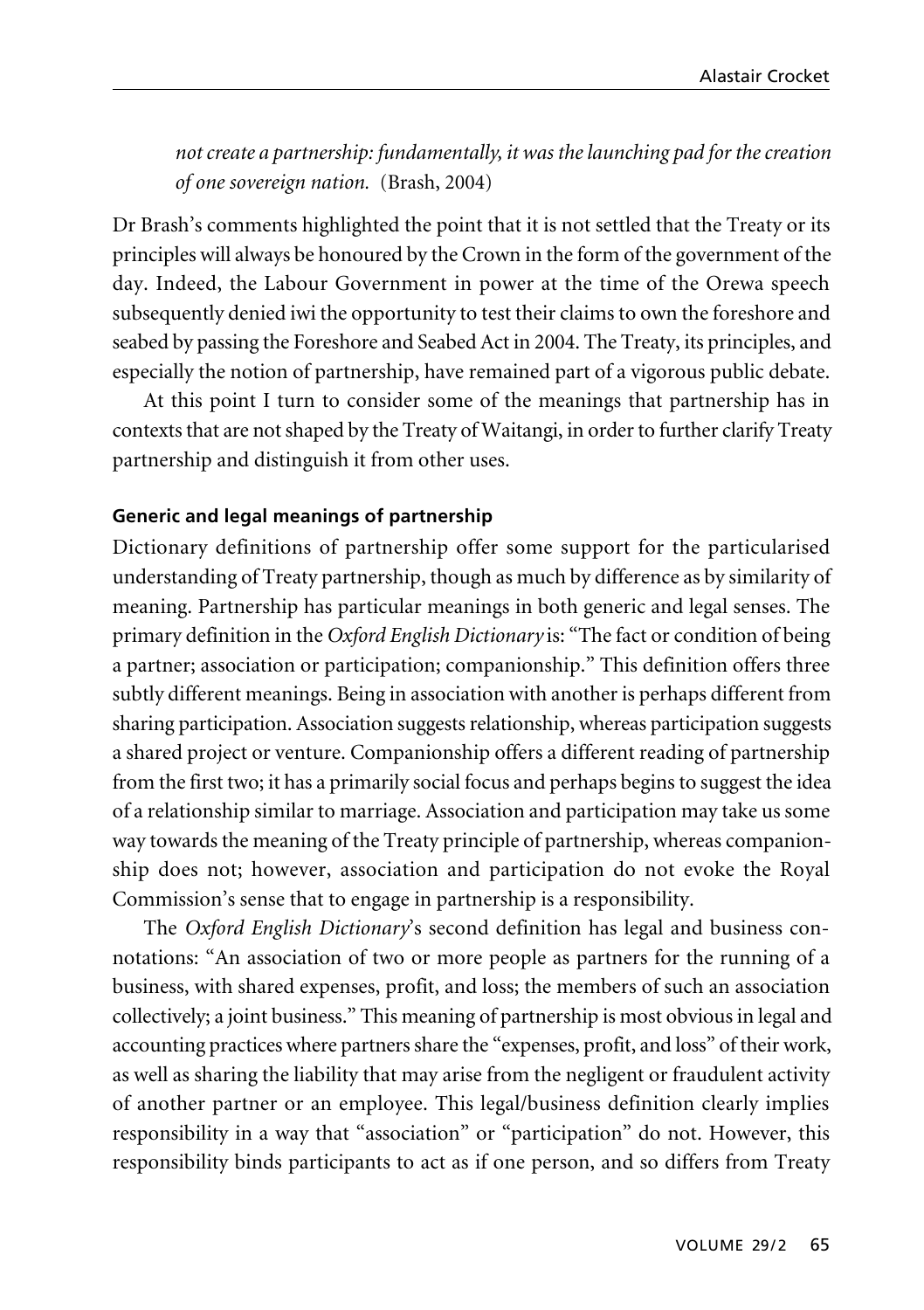*not create a partnership: fundamentally, it was the launching pad for the creation of one sovereign nation.* (Brash, 2004)

Dr Brash's comments highlighted the point that it is not settled that the Treaty or its principles will always be honoured by the Crown in the form of the government of the day. Indeed, the Labour Government in power at the time of the Orewa speech subsequently denied iwi the opportunity to test their claims to own the foreshore and seabed by passing the Foreshore and Seabed Act in 2004. The Treaty, its principles, and especially the notion of partnership, have remained part of a vigorous public debate.

At this point I turn to consider some of the meanings that partnership has in contexts that are not shaped by the Treaty of Waitangi, in order to further clarify Treaty partnership and distinguish it from other uses.

### Generic and legal meanings of partnership

Dictionary definitions of partnership offer some support for the particularised understanding of Treaty partnership, though as much by difference as by similarity of meaning. Partnership has particular meanings in both generic and legal senses. The primary definition in the *Oxford English Dictionary* is: "The fact or condition of being a partner; association or participation; companionship." This definition offers three subtly different meanings. Being in association with another is perhaps different from sharing participation. Association suggests relationship, whereas participation suggests a shared project or venture. Companionship offers a different reading of partnership from the first two; it has a primarily social focus and perhaps begins to suggest the idea of a relationship similar to marriage. Association and participation may take us some way towards the meaning of the Treaty principle of partnership, whereas companionship does not; however, association and participation do not evoke the Royal Commission's sense that to engage in partnership is a responsibility.

The *Oxford English Dictionary*'s second definition has legal and business connotations: "An association of two or more people as partners for the running of a business, with shared expenses, profit, and loss; the members of such an association collectively; a joint business." This meaning of partnership is most obvious in legal and accounting practices where partners share the "expenses, profit, and loss" of their work, as well as sharing the liability that may arise from the negligent or fraudulent activity of another partner or an employee. This legal/business definition clearly implies responsibility in a way that "association" or "participation" do not. However, this responsibility binds participants to act as if one person, and so differs from Treaty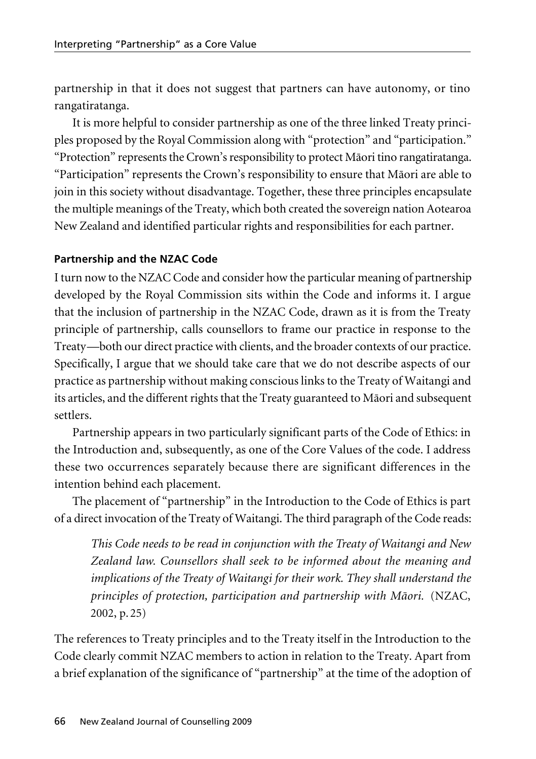partnership in that it does not suggest that partners can have autonomy, or tino rangatiratanga.

It is more helpful to consider partnership as one of the three linked Treaty principles proposed by the Royal Commission along with "protection" and "participation." "Protection" represents the Crown's responsibility to protect Māori tino rangatiratanga. "Participation" represents the Crown's responsibility to ensure that Māori are able to join in this society without disadvantage. Together, these three principles encapsulate the multiple meanings of the Treaty, which both created the sovereign nation Aotearoa New Zealand and identified particular rights and responsibilities for each partner.

**Partnership and the NZAC Code**

I turn now to the NZAC Code and consider how the particular meaning of partnership developed by the Royal Commission sits within the Code and informs it. I argue that the inclusion of partnership in the NZAC Code, drawn as it is from the Treaty principle of partnership, calls counsellors to frame our practice in response to the Treaty—both our direct practice with clients, and the broader contexts of our practice. Specifically, I argue that we should take care that we do not describe aspects of our practice as partnership without making conscious links to the Treaty of Waitangi and its articles, and the different rights that the Treaty guaranteed to Māori and subsequent settlers.

Partnership appears in two particularly significant parts of the Code of Ethics: in the Introduction and, subsequently, as one of the Core Values of the code. I address these two occurrences separately because there are significant differences in the intention behind each placement.

The placement of "partnership" in the Introduction to the Code of Ethics is part of a direct invocation of the Treaty of Waitangi. The third paragraph of the Code reads:

> *This Code needs to be read in conjunction with the Treaty of Waitangi and New Zealand law. Counsellors shall seek to be informed about the meaning and implications of the Treaty of Waitangi for their work. They shall understand the principles of protection, participation and partnership with Māori.* (NZAC, 2002, p. 25)

The references to Treaty principles and to the Treaty itself in the Introduction to the Code clearly commit NZAC members to action in relation to the Treaty. Apart from a brief explanation of the significance of "partnership" at the time of the adoption of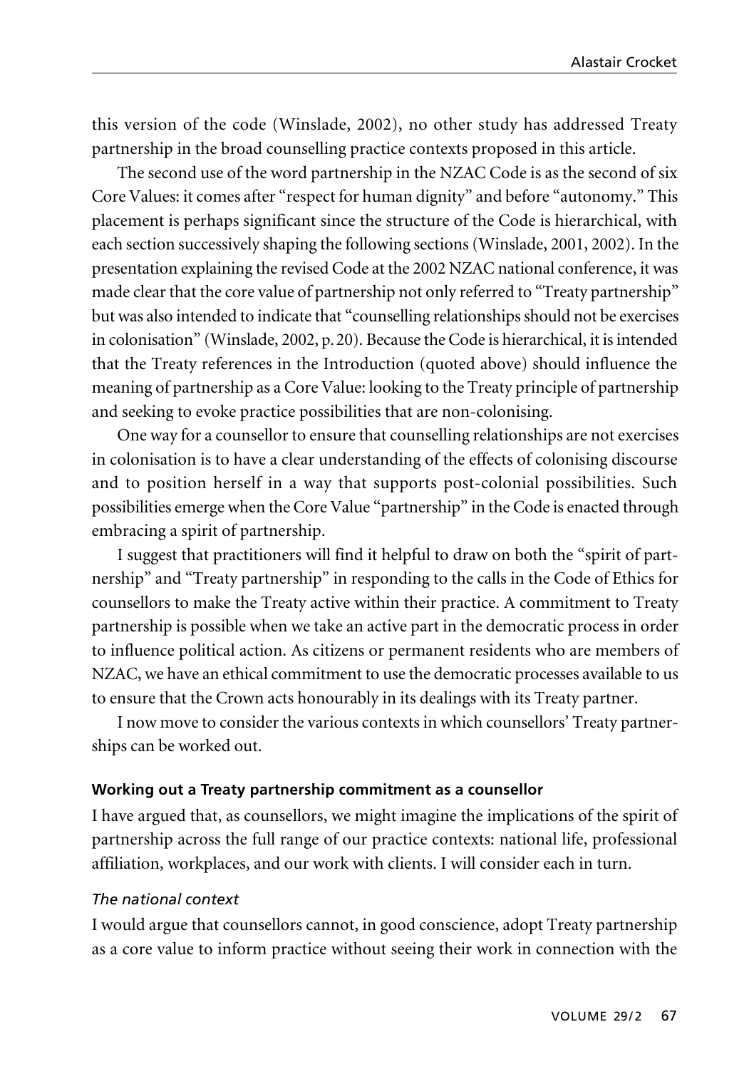this version of the code (Winslade, 2002), no other study has addressed Treaty partnership in the broad counselling practice contexts proposed in this article.

The second use of the word partnership in the NZAC Code is as the second of six Core Values: it comes after "respect for human dignity" and before "autonomy." This placement is perhaps significant since the structure of the Code is hierarchical, with each section successively shaping the following sections (Winslade, 2001, 2002). In the presentation explaining the revised Code at the 2002 NZAC national conference, it was made clear that the core value of partnership not only referred to "Treaty partnership" but was also intended to indicate that "counselling relationships should not be exercises in colonisation" (Winslade, 2002, p. 20). Because the Code is hierarchical, it is intended that the Treaty references in the Introduction (quoted above) should influence the meaning of partnership as a Core Value: looking to the Treaty principle of partnership and seeking to evoke practice possibilities that are non-colonising.

One way for a counsellor to ensure that counselling relationships are not exercises in colonisation is to have a clear understanding of the effects of colonising discourse and to position herself in a way that supports post-colonial possibilities. Such possibilities emerge when the Core Value "partnership" in the Code is enacted through embracing a spirit of partnership.

I suggest that practitioners will find it helpful to draw on both the "spirit of partnership" and "Treaty partnership" in responding to the calls in the Code of Ethics for counsellors to make the Treaty active within their practice. A commitment to Treaty partnership is possible when we take an active part in the democratic process in order to influence political action. As citizens or permanent residents who are members of NZAC, we have an ethical commitment to use the democratic processes available to us to ensure that the Crown acts honourably in its dealings with its Treaty partner.

I now move to consider the various contexts in which counsellors' Treaty partnerships can be worked out.

### Working out a Treaty partnership commitment as a counsellor

I have argued that, as counsellors, we might imagine the implications of the spirit of partnership across the full range of our practice contexts: national life, professional affiliation, workplaces, and our work with clients. I will consider each in turn.

#### *The national context*

I would argue that counsellors cannot, in good conscience, adopt Treaty partnership as a core value to inform practice without seeing their work in connection with the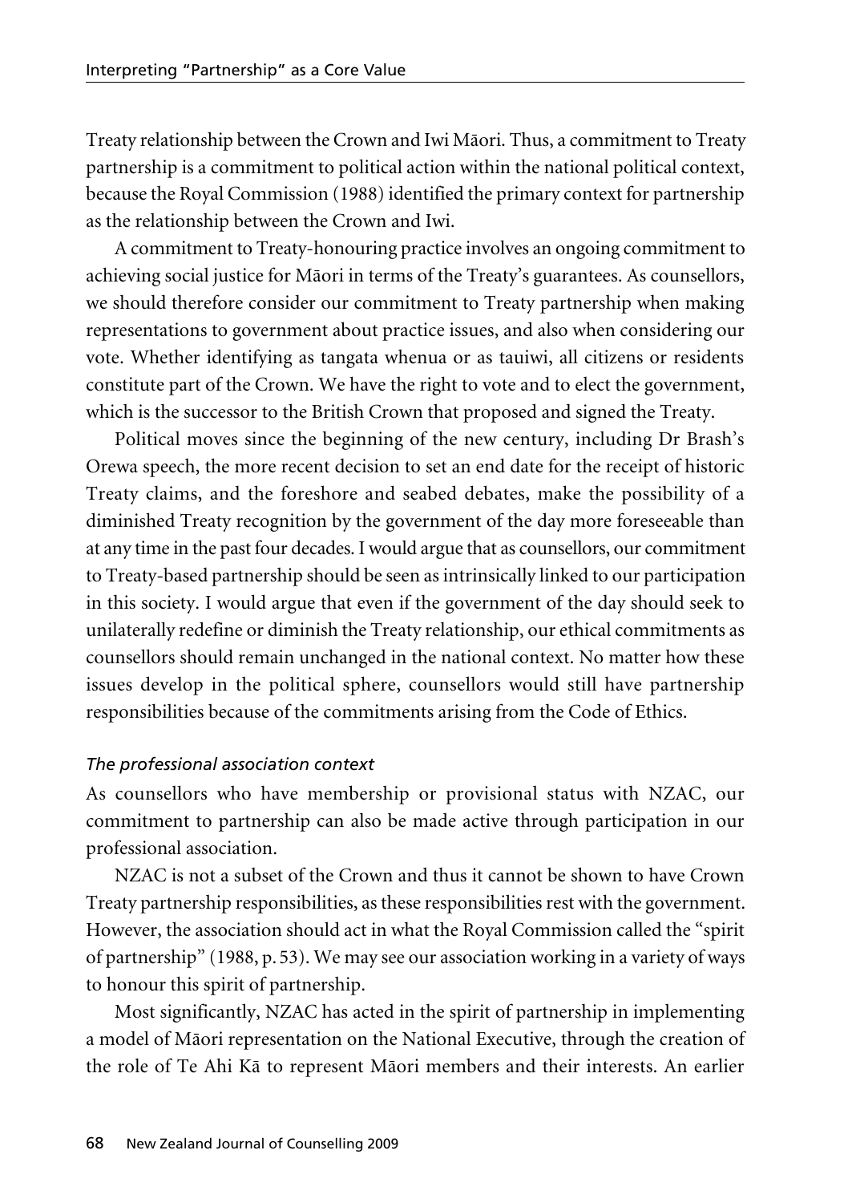Treaty relationship between the Crown and Iwi Māori. Thus, a commitment to Treaty partnership is a commitment to political action within the national political context, because the Royal Commission (1988) identified the primary context for partnership as the relationship between the Crown and Iwi.

A commitment to Treaty-honouring practice involves an ongoing commitment to achieving social justice for Māori in terms of the Treaty's guarantees. As counsellors, we should therefore consider our commitment to Treaty partnership when making representations to government about practice issues, and also when considering our vote. Whether identifying as tangata whenua or as tauiwi, all citizens or residents constitute part of the Crown. We have the right to vote and to elect the government, which is the successor to the British Crown that proposed and signed the Treaty.

Political moves since the beginning of the new century, including Dr Brash's Orewa speech, the more recent decision to set an end date for the receipt of historic Treaty claims, and the foreshore and seabed debates, make the possibility of a diminished Treaty recognition by the government of the day more foreseeable than at any time in the past four decades. I would argue that as counsellors, our commitment to Treaty-based partnership should be seen as intrinsically linked to our participation in this society. I would argue that even if the government of the day should seek to unilaterally redefine or diminish the Treaty relationship, our ethical commitments as counsellors should remain unchanged in the national context. No matter how these issues develop in the political sphere, counsellors would still have partnership responsibilities because of the commitments arising from the Code of Ethics.

*The professional association context*

As counsellors who have membership or provisional status with NZAC, our commitment to partnership can also be made active through participation in our professional association.

NZAC is not a subset of the Crown and thus it cannot be shown to have Crown Treaty partnership responsibilities, as these responsibilities rest with the government. However, the association should act in what the Royal Commission called the "spirit of partnership" (1988, p. 53). We may see our association working in a variety of ways to honour this spirit of partnership.

Most significantly, NZAC has acted in the spirit of partnership in implementing a model of Māori representation on the National Executive, through the creation of the role of Te Ahi Kā to represent Māori members and their interests. An earlier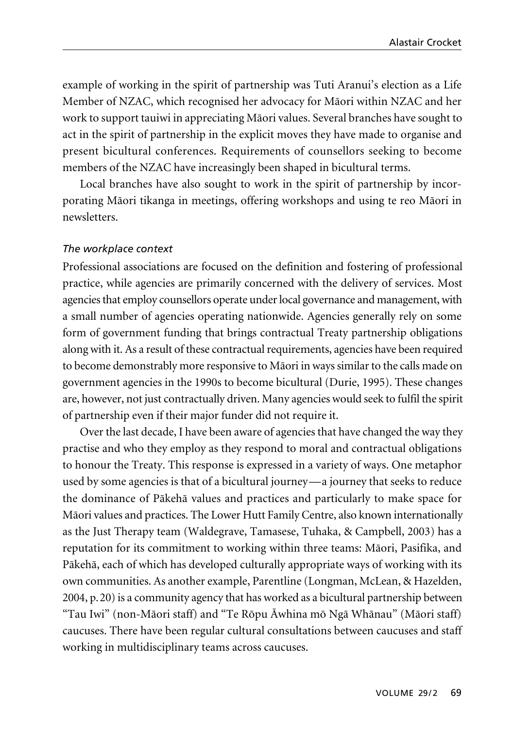example of working in the spirit of partnership was Tuti Aranui's election as a Life Member of NZAC, which recognised her advocacy for Māori within NZAC and her work to support tauiwi in appreciating Māori values. Several branches have sought to act in the spirit of partnership in the explicit moves they have made to organise and present bicultural conferences. Requirements of counsellors seeking to become members of the NZAC have increasingly been shaped in bicultural terms.

Local branches have also sought to work in the spirit of partnership by incorporating Māori tikanga in meetings, offering workshops and using te reo Māori in newsletters.

*The workplace context*

Professional associations are focused on the definition and fostering of professional practice, while agencies are primarily concerned with the delivery of services. Most agencies that employ counsellors operate under local governance and management, with a small number of agencies operating nationwide. Agencies generally rely on some form of government funding that brings contractual Treaty partnership obligations along with it. As a result of these contractual requirements, agencies have been required to become demonstrably more responsive to Māori in ways similar to the calls made on government agencies in the 1990s to become bicultural (Durie, 1995). These changes are, however, not just contractually driven. Many agencies would seek to fulfil the spirit of partnership even if their major funder did not require it.

Over the last decade, I have been aware of agencies that have changed the way they practise and who they employ as they respond to moral and contractual obligations to honour the Treaty. This response is expressed in a variety of ways. One metaphor used by some agencies is that of a bicultural journey—a journey that seeks to reduce the dominance of Pākehā values and practices and particularly to make space for Māori values and practices. The Lower Hutt Family Centre, also known internationally as the Just Therapy team (Waldegrave, Tamasese, Tuhaka, & Campbell, 2003) has a reputation for its commitment to working within three teams: Māori, Pasifika, and Pākehā, each of which has developed culturally appropriate ways of working with its own communities. As another example, Parentline (Longman, McLean, & Hazelden, 2004, p. 20) is a community agency that has worked as a bicultural partnership between "Tau Iwi" (non-Māori staff) and "Te Rōpu Āwhina mō Ngā Whānau" (Māori staff) caucuses. There have been regular cultural consultations between caucuses and staff working in multidisciplinary teams across caucuses.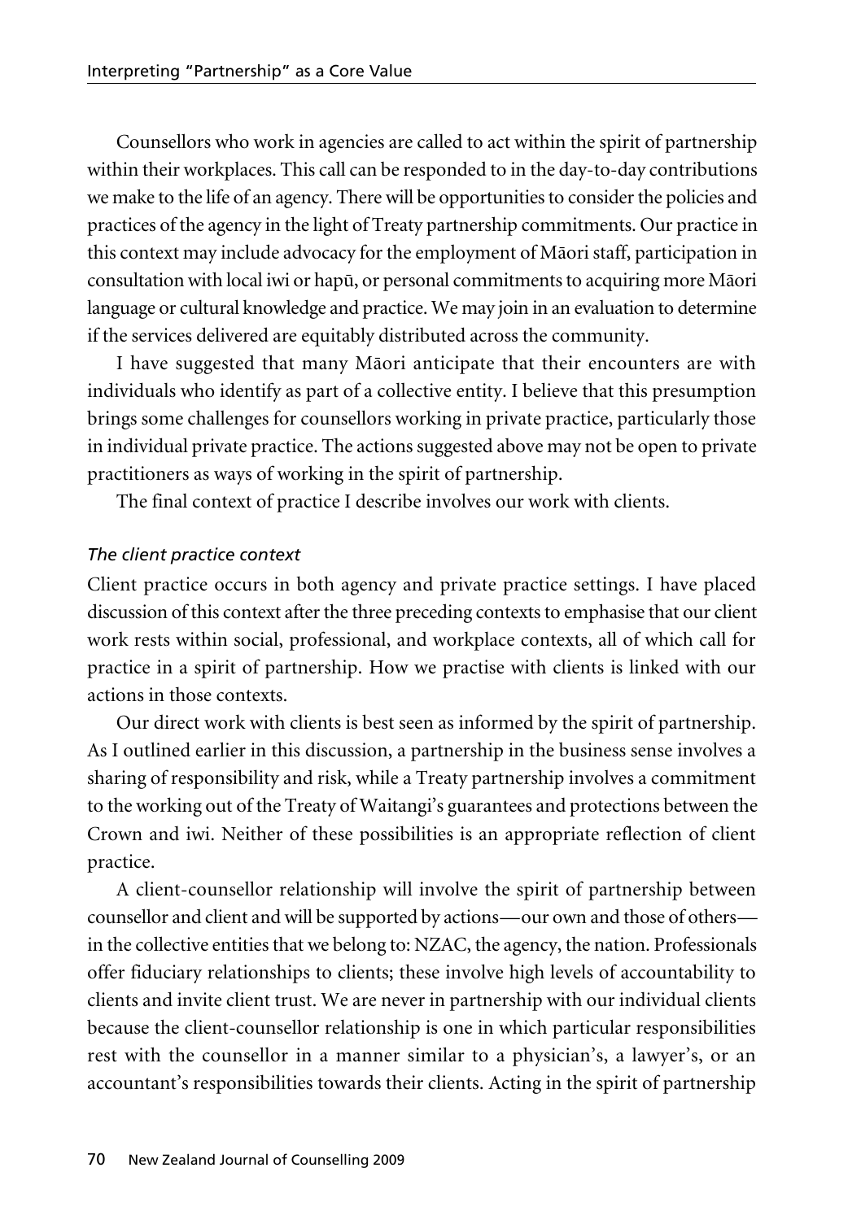Counsellors who work in agencies are called to act within the spirit of partnership within their workplaces. This call can be responded to in the day-to-day contributions we make to the life of an agency. There will be opportunities to consider the policies and practices of the agency in the light of Treaty partnership commitments. Our practice in this context may include advocacy for the employment of Māori staff, participation in consultation with local iwi or hapū, or personal commitments to acquiring more Māori language or cultural knowledge and practice. We may join in an evaluation to determine if the services delivered are equitably distributed across the community.

I have suggested that many Māori anticipate that their encounters are with individuals who identify as part of a collective entity. I believe that this presumption brings some challenges for counsellors working in private practice, particularly those in individual private practice. The actions suggested above may not be open to private practitioners as ways of working in the spirit of partnership.

The final context of practice I describe involves our work with clients.

### *The client practice context*

Client practice occurs in both agency and private practice settings. I have placed discussion of this context after the three preceding contexts to emphasise that our client work rests within social, professional, and workplace contexts, all of which call for practice in a spirit of partnership. How we practise with clients is linked with our actions in those contexts.

Our direct work with clients is best seen as informed by the spirit of partnership. As I outlined earlier in this discussion, a partnership in the business sense involves a sharing of responsibility and risk, while a Treaty partnership involves a commitment to the working out of the Treaty of Waitangi's guarantees and protections between the Crown and iwi. Neither of these possibilities is an appropriate reflection of client practice.

A client-counsellor relationship will involve the spirit of partnership between counsellor and client and will be supported by actions—our own and those of others—in the collective entities that we belong to: NZAC, the agency, the nation. Professionals offer fiduciary relationships to clients; these involve high levels of accountability to clients and invite client trust. We are never in partnership with our individual clients because the client-counsellor relationship is one in which particular responsibilities rest with the counsellor in a manner similar to a physician's, a lawyer's, or an accountant's responsibilities towards their clients. Acting in the spirit of partnership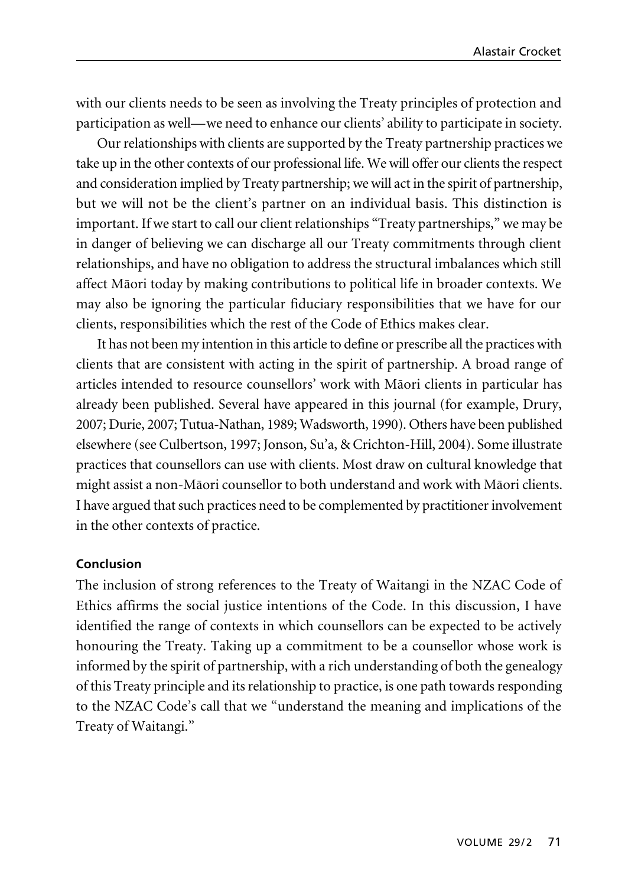with our clients needs to be seen as involving the Treaty principles of protection and participation as well—we need to enhance our clients' ability to participate in society.

Our relationships with clients are supported by the Treaty partnership practices we take up in the other contexts of our professional life. We will offer our clients the respect and consideration implied by Treaty partnership; we will act in the spirit of partnership, but we will not be the client's partner on an individual basis. This distinction is important. If we start to call our client relationships "Treaty partnerships," we may be in danger of believing we can discharge all our Treaty commitments through client relationships, and have no obligation to address the structural imbalances which still affect Māori today by making contributions to political life in broader contexts. We may also be ignoring the particular fiduciary responsibilities that we have for our clients, responsibilities which the rest of the Code of Ethics makes clear.

It has not been my intention in this article to define or prescribe all the practices with clients that are consistent with acting in the spirit of partnership. A broad range of articles intended to resource counsellors' work with Māori clients in particular has already been published. Several have appeared in this journal (for example, Drury, 2007; Durie, 2007; Tutua-Nathan, 1989; Wadsworth, 1990). Others have been published elsewhere (see Culbertson, 1997; Jonson, Su'a, & Crichton-Hill, 2004). Some illustrate practices that counsellors can use with clients. Most draw on cultural knowledge that might assist a non-Māori counsellor to both understand and work with Māori clients. I have argued that such practices need to be complemented by practitioner involvement in the other contexts of practice.

### Conclusion

The inclusion of strong references to the Treaty of Waitangi in the NZAC Code of Ethics affirms the social justice intentions of the Code. In this discussion, I have identified the range of contexts in which counsellors can be expected to be actively honouring the Treaty. Taking up a commitment to be a counsellor whose work is informed by the spirit of partnership, with a rich understanding of both the genealogy of this Treaty principle and its relationship to practice, is one path towards responding to the NZAC Code's call that we "understand the meaning and implications of the Treaty of Waitangi."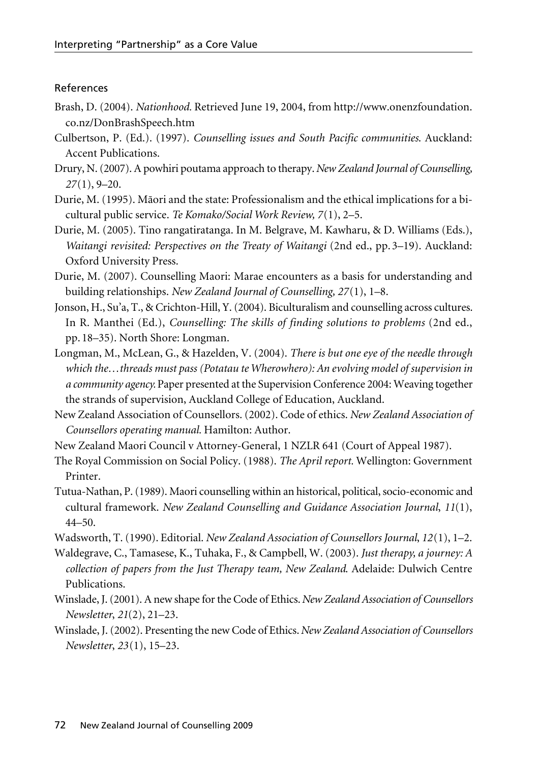## References

Brash, D. (2004). *Nationhood*. Retrieved June 19, 2004, from http://www.onenzfoundation.co.nz/DonBrashSpeech.htm

Culbertson, P. (Ed.). (1997). *Counselling issues and South Pacific communities*. Auckland: Accent Publications.

Drury, N. (2007). A powhiri poutama approach to therapy. *New Zealand Journal of Counselling, 27*(1), 9–20.

Durie, M. (1995). Māori and the state: Professionalism and the ethical implications for a bicultural public service. *Te Komako/Social Work Review, 7*(1), 2–5.

Durie, M. (2005). Tino rangatiratanga. In M. Belgrave, M. Kawharu, & D. Williams (Eds.), *Waitangi revisited: Perspectives on the Treaty of Waitangi* (2nd ed., pp. 3–19). Auckland: Oxford University Press.

Durie, M. (2007). Counselling Maori: Marae encounters as a basis for understanding and building relationships. *New Zealand Journal of Counselling, 27*(1), 1–8.

Jonson, H., Su'a, T., & Crichton-Hill, Y. (2004). Biculturalism and counselling across cultures. In R. Manthei (Ed.), *Counselling: The skills of finding solutions to problems* (2nd ed., pp. 18–35). North Shore: Longman.

Longman, M., McLean, G., & Hazelden, V. (2004). *There is but one eye of the needle through which the…threads must pass (Potatau te Wherowhero): An evolving model of supervision in a community agency.* Paper presented at the Supervision Conference 2004: Weaving together the strands of supervision, Auckland College of Education, Auckland.

New Zealand Association of Counsellors. (2002). Code of ethics. *New Zealand Association of Counsellors operating manual*. Hamilton: Author.

New Zealand Maori Council v Attorney-General, 1 NZLR 641 (Court of Appeal 1987).

The Royal Commission on Social Policy. (1988). *The April report.* Wellington: Government Printer.

Tutua-Nathan, P. (1989). Maori counselling within an historical, political, socio-economic and cultural framework. *New Zealand Counselling and Guidance Association Journal*, *11*(1), 44–50.

Wadsworth, T. (1990). Editorial. *New Zealand Association of Counsellors Journal*, *12*(1), 1–2.

Waldegrave, C., Tamasese, K., Tuhaka, F., & Campbell, W. (2003). *Just therapy, a journey: A collection of papers from the Just Therapy team, New Zealand*. Adelaide: Dulwich Centre Publications.

Winslade, J. (2001). A new shape for the Code of Ethics. *New Zealand Association of Counsellors Newsletter*, *21*(2), 21–23.

Winslade, J. (2002). Presenting the new Code of Ethics. *New Zealand Association of Counsellors Newsletter*, *23*(1), 15–23.